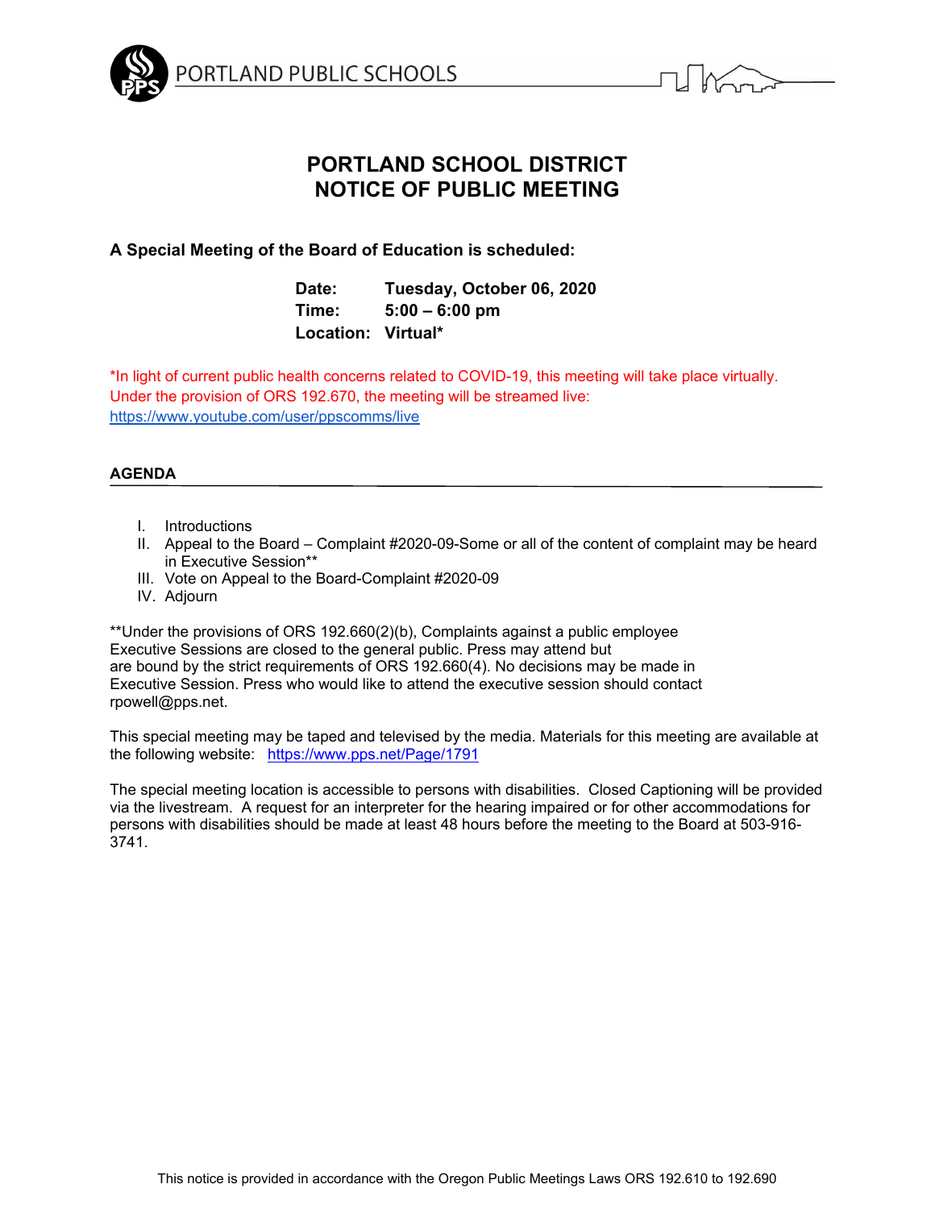PORTLAND PUBLIC SCHOOLS

# PORTLAND SCHOOL DISTRICT
# NOTICE OF PUBLIC MEETING

**A Special Meeting of the Board of Education is scheduled:**

**Date:** **Tuesday, October 06, 2020**
**Time:** **5:00 – 6:00 pm**
**Location:** **Virtual***

*In light of current public health concerns related to COVID-19, this meeting will take place virtually. Under the provision of ORS 192.670, the meeting will be streamed live: https://www.youtube.com/user/ppscomms/live

## AGENDA

I. Introductions
II. Appeal to the Board – Complaint #2020-09-Some or all of the content of complaint may be heard in Executive Session**
III. Vote on Appeal to the Board-Complaint #2020-09
IV. Adjourn

**Under the provisions of ORS 192.660(2)(b), Complaints against a public employee Executive Sessions are closed to the general public. Press may attend but are bound by the strict requirements of ORS 192.660(4). No decisions may be made in Executive Session. Press who would like to attend the executive session should contact rpowell@pps.net.

This special meeting may be taped and televised by the media. Materials for this meeting are available at the following website: https://www.pps.net/Page/1791

The special meeting location is accessible to persons with disabilities. Closed Captioning will be provided via the livestream. A request for an interpreter for the hearing impaired or for other accommodations for persons with disabilities should be made at least 48 hours before the meeting to the Board at 503-916-3741.

This notice is provided in accordance with the Oregon Public Meetings Laws ORS 192.610 to 192.690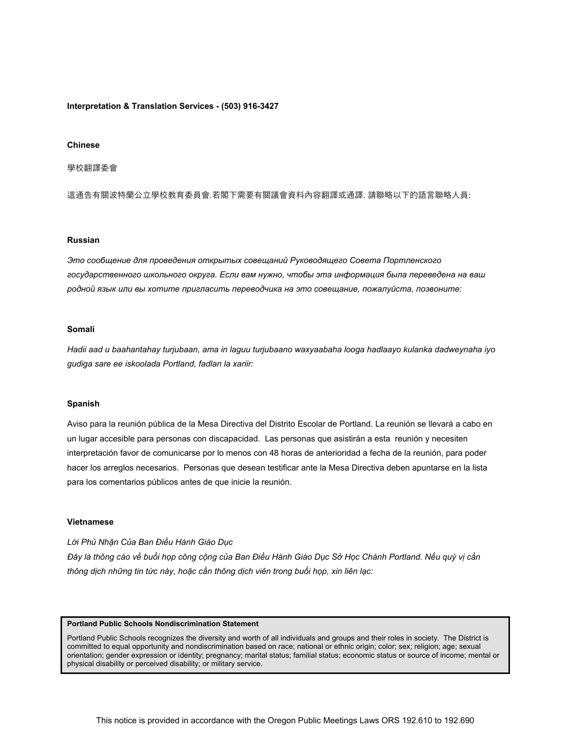**Interpretation & Translation Services - (503) 916-3427**

**Chinese**

學校翻譯委會

這通告有關波特蘭公立學校教育委員會.若閣下需要有關議會資料內容翻譯或通譯. 請聯略以下的語言聯略人員:

**Russian**

*Это сообщение для проведения открытых совещаний Руководящего Совета Портленского государственного школьного округа. Если вам нужно, чтобы эта информация была переведена на ваш родной язык или вы хотите пригласить переводчика на это совещание, пожалуйста, позвоните:*

**Somali**

*Hadii aad u baahantahay turjubaan, ama in laguu turjubaano waxyaabaha looga hadlaayo kulanka dadweynaha iyo gudiga sare ee iskoolada Portland, fadlan la xariir:*

**Spanish**

Aviso para la reunión pública de la Mesa Directiva del Distrito Escolar de Portland. La reunión se llevará a cabo en un lugar accesible para personas con discapacidad. Las personas que asistirán a esta reunión y necesiten interpretación favor de comunicarse por lo menos con 48 horas de anterioridad a fecha de la reunión, para poder hacer los arreglos necesarios. Personas que desean testificar ante la Mesa Directiva deben apuntarse en la lista para los comentarios públicos antes de que inicie la reunión.

**Vietnamese**

*Lời Phủ Nhận Của Ban Điều Hành Giáo Dục*
*Đây là thông cáo về buổi họp công cộng của Ban Điều Hành Giáo Dục Sở Học Chánh Portland. Nếu quý vị cần thông dịch những tin tức này, hoặc cần thông dịch viên trong buổi họp, xin liên lạc:*

**Portland Public Schools Nondiscrimination Statement**

Portland Public Schools recognizes the diversity and worth of all individuals and groups and their roles in society. The District is committed to equal opportunity and nondiscrimination based on race; national or ethnic origin; color; sex; religion; age; sexual orientation; gender expression or identity; pregnancy; marital status; familial status; economic status or source of income; mental or physical disability or perceived disability; or military service.

This notice is provided in accordance with the Oregon Public Meetings Laws ORS 192.610 to 192.690